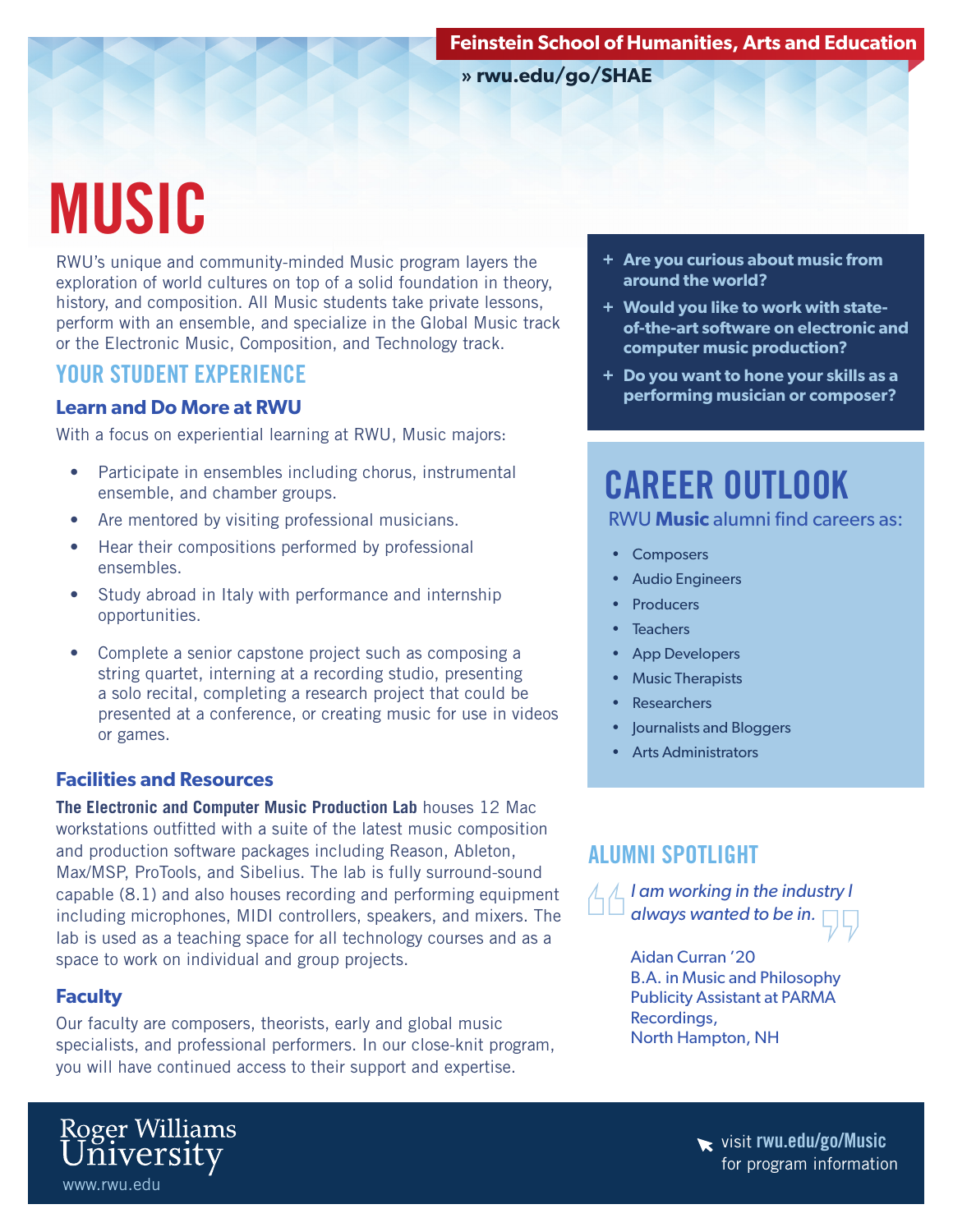Feinstein School of Humanities, Arts and Education

» rwu.edu/go/SHAE

# MUSIC

RWU's unique and community-minded Music program layers the exploration of world cultures on top of a solid foundation in theory, history, and composition. All Music students take private lessons, perform with an ensemble, and specialize in the Global Music track or the Electronic Music, Composition, and Technology track.

- + **Are you curious about music from around the world?**
- + **Would you like to work with state-of-the-art software on electronic and computer music production?**
- + **Do you want to hone your skills as a performing musician or composer?**

## YOUR STUDENT EXPERIENCE

### Learn and Do More at RWU

With a focus on experiential learning at RWU, Music majors:

- Participate in ensembles including chorus, instrumental ensemble, and chamber groups.
- Are mentored by visiting professional musicians.
- Hear their compositions performed by professional ensembles.
- Study abroad in Italy with performance and internship opportunities.
- Complete a senior capstone project such as composing a string quartet, interning at a recording studio, presenting a solo recital, completing a research project that could be presented at a conference, or creating music for use in videos or games.

### Facilities and Resources

**The Electronic and Computer Music Production Lab** houses 12 Mac workstations outfitted with a suite of the latest music composition and production software packages including Reason, Ableton, Max/MSP, ProTools, and Sibelius. The lab is fully surround-sound capable (8.1) and also houses recording and performing equipment including microphones, MIDI controllers, speakers, and mixers. The lab is used as a teaching space for all technology courses and as a space to work on individual and group projects.

### Faculty

Our faculty are composers, theorists, early and global music specialists, and professional performers. In our close-knit program, you will have continued access to their support and expertise.

## CAREER OUTLOOK

RWU **Music** alumni find careers as:

- Composers
- Audio Engineers
- Producers
- Teachers
- App Developers
- Music Therapists
- Researchers
- Journalists and Bloggers
- Arts Administrators

## ALUMNI SPOTLIGHT

*I am working in the industry I always wanted to be in.*

Aidan Curran '20
B.A. in Music and Philosophy
Publicity Assistant at PARMA Recordings,
North Hampton, NH

Roger Williams University
www.rwu.edu

visit **rwu.edu/go/Music** for program information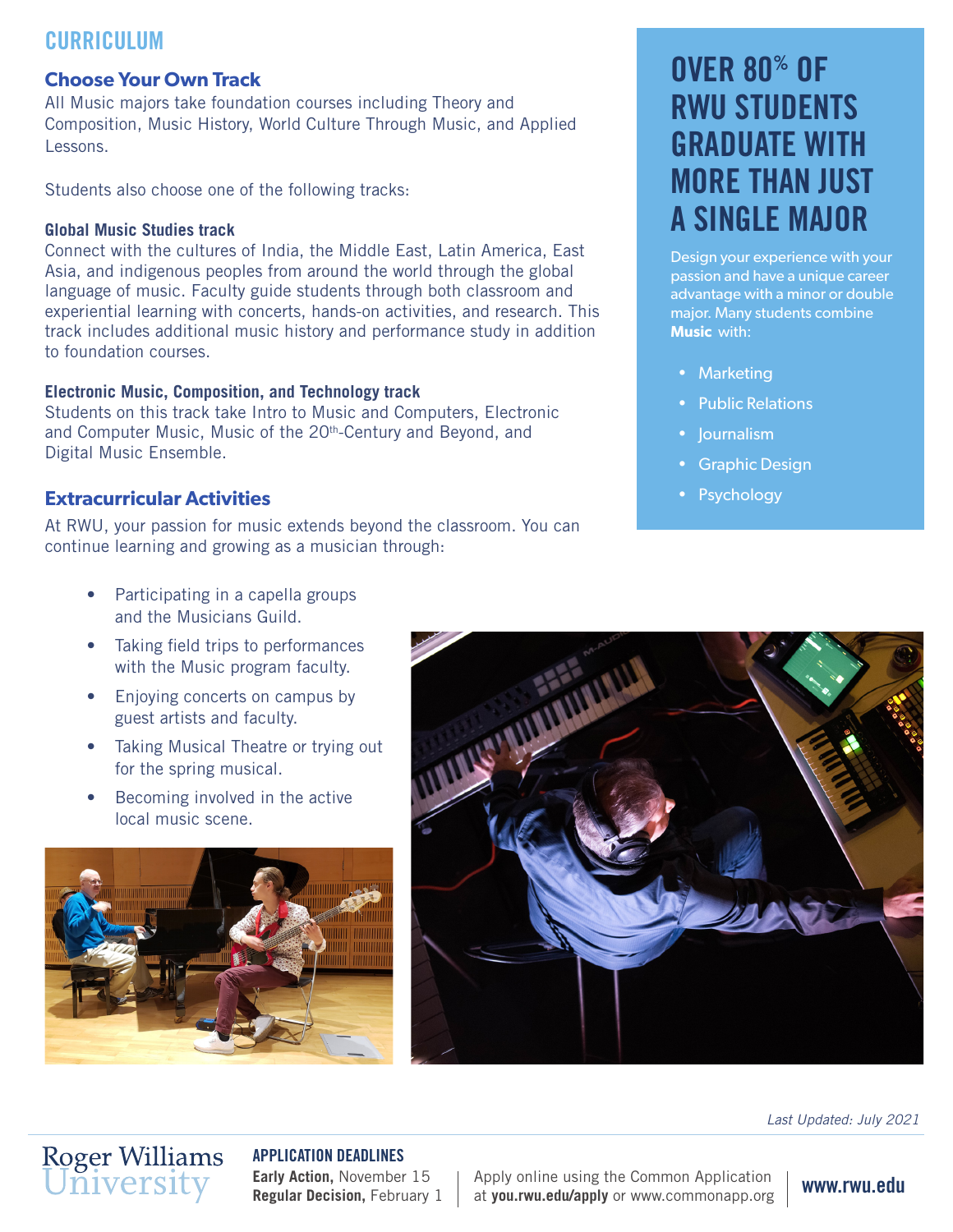## CURRICULUM

### Choose Your Own Track

All Music majors take foundation courses including Theory and Composition, Music History, World Culture Through Music, and Applied Lessons.

Students also choose one of the following tracks:

**Global Music Studies track**

Connect with the cultures of India, the Middle East, Latin America, East Asia, and indigenous peoples from around the world through the global language of music. Faculty guide students through both classroom and experiential learning with concerts, hands-on activities, and research. This track includes additional music history and performance study in addition to foundation courses.

**Electronic Music, Composition, and Technology track**

Students on this track take Intro to Music and Computers, Electronic and Computer Music, Music of the 20th-Century and Beyond, and Digital Music Ensemble.

### Extracurricular Activities

At RWU, your passion for music extends beyond the classroom. You can continue learning and growing as a musician through:

- Participating in a capella groups and the Musicians Guild.
- Taking field trips to performances with the Music program faculty.
- Enjoying concerts on campus by guest artists and faculty.
- Taking Musical Theatre or trying out for the spring musical.
- Becoming involved in the active local music scene.

## OVER 80% OF RWU STUDENTS GRADUATE WITH MORE THAN JUST A SINGLE MAJOR

Design your experience with your passion and have a unique career advantage with a minor or double major. Many students combine **Music** with:

- Marketing
- Public Relations
- Journalism
- Graphic Design
- Psychology

*Last Updated: July 2021*

Roger Williams University

**APPLICATION DEADLINES**

**Early Action,** November 15
**Regular Decision,** February 1

Apply online using the Common Application at **you.rwu.edu/apply** or www.commonapp.org

**www.rwu.edu**